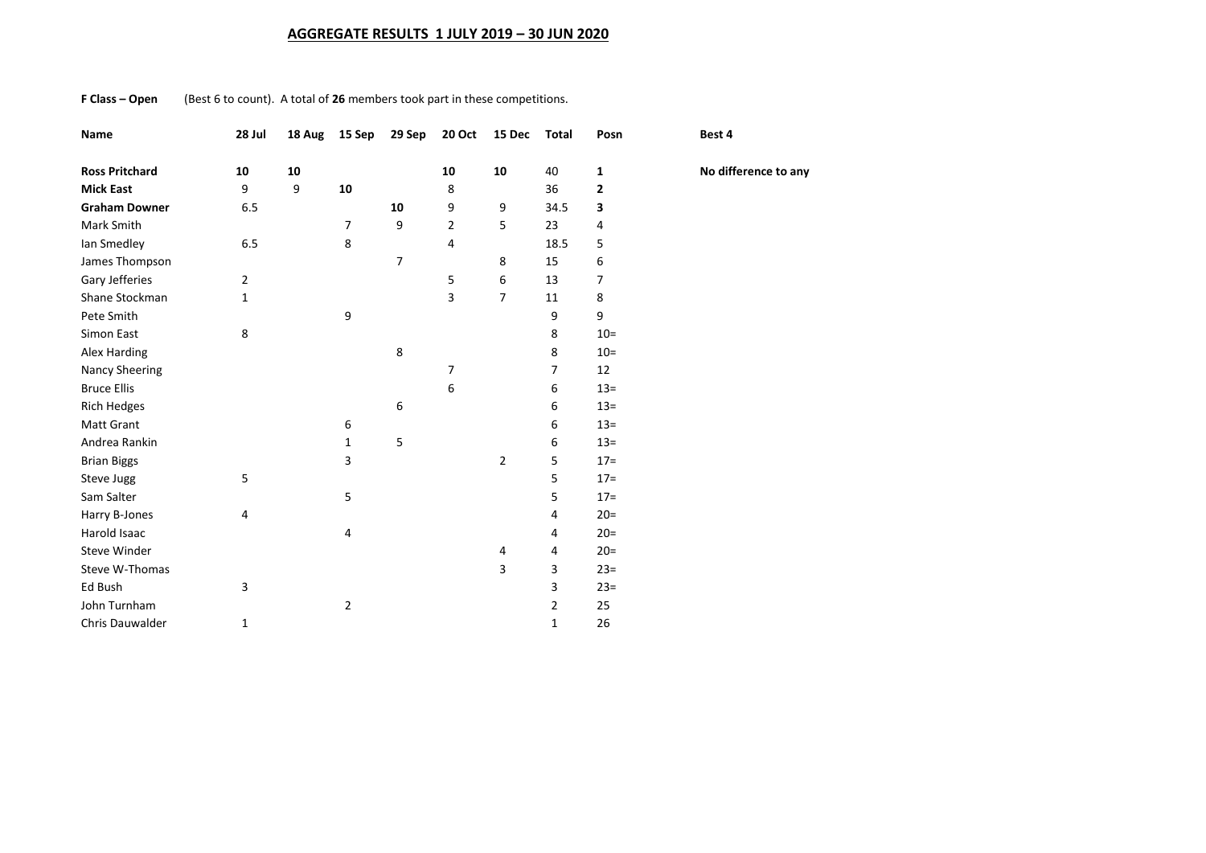## AGGREGATE RESULTS 1 JULY 2019 – 30 JUN 2020

**F Class – Open** (Best 6 to count). A total of **26** members took part in these competitions.

| Name | 28 Jul | 18 Aug | 15 Sep | 29 Sep | 20 Oct | 15 Dec | Total | Posn | Best 4 |
|---|---|---|---|---|---|---|---|---|---|
| **Ross Pritchard** | **10** | **10** | | | **10** | **10** | 40 | **1** | **No difference to any** |
| **Mick East** | 9 | 9 | **10** | | 8 | | 36 | **2** | |
| **Graham Downer** | 6.5 | | | **10** | 9 | 9 | 34.5 | **3** | |
| Mark Smith | | | 7 | 9 | 2 | 5 | 23 | 4 | |
| Ian Smedley | 6.5 | | 8 | | 4 | | 18.5 | 5 | |
| James Thompson | | | | 7 | | 8 | 15 | 6 | |
| Gary Jefferies | 2 | | | | 5 | 6 | 13 | 7 | |
| Shane Stockman | 1 | | | | 3 | 7 | 11 | 8 | |
| Pete Smith | | | 9 | | | | 9 | 9 | |
| Simon East | 8 | | | | | | 8 | 10= | |
| Alex Harding | | | | 8 | | | 8 | 10= | |
| Nancy Sheering | | | | | 7 | | 7 | 12 | |
| Bruce Ellis | | | | | 6 | | 6 | 13= | |
| Rich Hedges | | | | 6 | | | 6 | 13= | |
| Matt Grant | | | 6 | | | | 6 | 13= | |
| Andrea Rankin | | | 1 | 5 | | | 6 | 13= | |
| Brian Biggs | | | 3 | | | 2 | 5 | 17= | |
| Steve Jugg | 5 | | | | | | 5 | 17= | |
| Sam Salter | | | 5 | | | | 5 | 17= | |
| Harry B-Jones | 4 | | | | | | 4 | 20= | |
| Harold Isaac | | | 4 | | | | 4 | 20= | |
| Steve Winder | | | | | | 4 | 4 | 20= | |
| Steve W-Thomas | | | | | | 3 | 3 | 23= | |
| Ed Bush | 3 | | | | | | 3 | 23= | |
| John Turnham | | | 2 | | | | 2 | 25 | |
| Chris Dauwalder | 1 | | | | | | 1 | 26 | |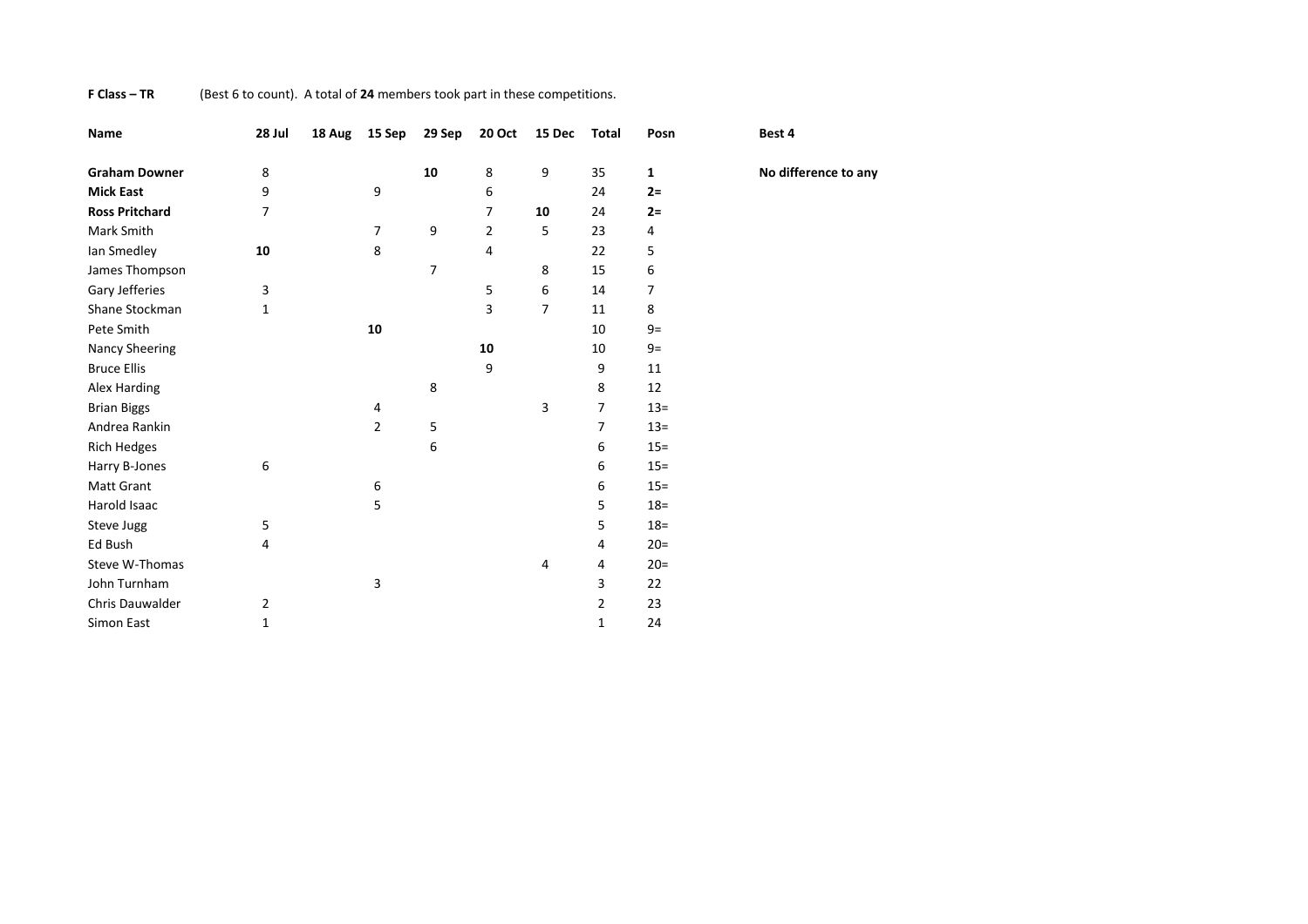**F Class – TR** (Best 6 to count). A total of **24** members took part in these competitions.

| Name | 28 Jul | 18 Aug | 15 Sep | 29 Sep | 20 Oct | 15 Dec | Total | Posn | Best 4 |
|---|---|---|---|---|---|---|---|---|---|
| **Graham Downer** | 8 | | | **10** | 8 | 9 | 35 | **1** | **No difference to any** |
| **Mick East** | 9 | | 9 | | 6 | | 24 | **2=** | |
| **Ross Pritchard** | 7 | | | | 7 | **10** | 24 | **2=** | |
| Mark Smith | | | 7 | 9 | 2 | 5 | 23 | 4 | |
| Ian Smedley | **10** | | 8 | | 4 | | 22 | 5 | |
| James Thompson | | | | 7 | | 8 | 15 | 6 | |
| Gary Jefferies | 3 | | | | 5 | 6 | 14 | 7 | |
| Shane Stockman | 1 | | | | 3 | 7 | 11 | 8 | |
| Pete Smith | | | **10** | | | | 10 | 9= | |
| Nancy Sheering | | | | | **10** | | 10 | 9= | |
| Bruce Ellis | | | | | 9 | | 9 | 11 | |
| Alex Harding | | | | 8 | | | 8 | 12 | |
| Brian Biggs | | | 4 | | | 3 | 7 | 13= | |
| Andrea Rankin | | | 2 | 5 | | | 7 | 13= | |
| Rich Hedges | | | | 6 | | | 6 | 15= | |
| Harry B-Jones | 6 | | | | | | 6 | 15= | |
| Matt Grant | | | 6 | | | | 6 | 15= | |
| Harold Isaac | | | 5 | | | | 5 | 18= | |
| Steve Jugg | 5 | | | | | | 5 | 18= | |
| Ed Bush | 4 | | | | | | 4 | 20= | |
| Steve W-Thomas | | | | | | 4 | 4 | 20= | |
| John Turnham | | | 3 | | | | 3 | 22 | |
| Chris Dauwalder | 2 | | | | | | 2 | 23 | |
| Simon East | 1 | | | | | | 1 | 24 | |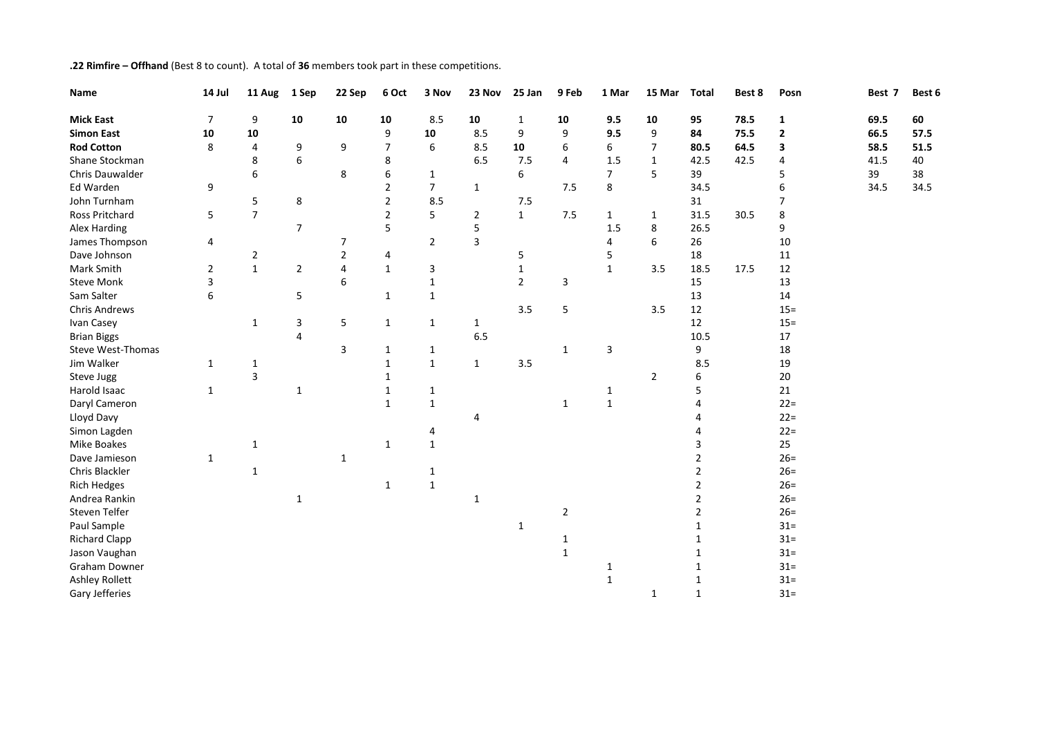**.22 Rimfire – Offhand** (Best 8 to count). A total of **36** members took part in these competitions.

| Name | 14 Jul | 11 Aug | 1 Sep | 22 Sep | 6 Oct | 3 Nov | 23 Nov | 25 Jan | 9 Feb | 1 Mar | 15 Mar | Total | Best 8 | Posn | Best 7 | Best 6 |
|---|---|---|---|---|---|---|---|---|---|---|---|---|---|---|---|---|
| **Mick East** | 7 | 9 | **10** | **10** | **10** | 8.5 | **10** | 1 | **10** | **9.5** | **10** | **95** | **78.5** | **1** | **69.5** | **60** |
| **Simon East** | **10** | **10** | | | 9 | **10** | 8.5 | 9 | 9 | **9.5** | 9 | **84** | **75.5** | **2** | **66.5** | **57.5** |
| **Rod Cotton** | 8 | 4 | 9 | 9 | 7 | 6 | 8.5 | **10** | 6 | 6 | 7 | **80.5** | **64.5** | **3** | **58.5** | **51.5** |
| Shane Stockman | | 8 | 6 | | 8 | | 6.5 | 7.5 | 4 | 1.5 | 1 | 42.5 | 42.5 | 4 | 41.5 | 40 |
| Chris Dauwalder | | 6 | | 8 | 6 | 1 | | 6 | | 7 | 5 | 39 | | 5 | 39 | 38 |
| Ed Warden | 9 | | | | 2 | 7 | 1 | | 7.5 | 8 | | 34.5 | | 6 | 34.5 | 34.5 |
| John Turnham | | 5 | 8 | | 2 | 8.5 | | 7.5 | | | | 31 | | 7 | | |
| Ross Pritchard | 5 | 7 | | | 2 | 5 | 2 | 1 | 7.5 | 1 | 1 | 31.5 | 30.5 | 8 | | |
| Alex Harding | | | 7 | | 5 | | 5 | | | 1.5 | 8 | 26.5 | | 9 | | |
| James Thompson | 4 | | | 7 | | 2 | 3 | | | 4 | 6 | 26 | | 10 | | |
| Dave Johnson | | 2 | | 2 | 4 | | | 5 | | 5 | | 18 | | 11 | | |
| Mark Smith | 2 | 1 | 2 | 4 | 1 | 3 | | 1 | | 1 | 3.5 | 18.5 | 17.5 | 12 | | |
| Steve Monk | 3 | | | 6 | | 1 | | 2 | 3 | | | 15 | | 13 | | |
| Sam Salter | 6 | | 5 | | 1 | 1 | | | | | | 13 | | 14 | | |
| Chris Andrews | | | | | | | | 3.5 | 5 | | 3.5 | 12 | | 15= | | |
| Ivan Casey | | 1 | 3 | 5 | 1 | 1 | 1 | | | | | 12 | | 15= | | |
| Brian Biggs | | | 4 | | | | 6.5 | | | | | 10.5 | | 17 | | |
| Steve West-Thomas | | | | 3 | 1 | 1 | | | 1 | 3 | | 9 | | 18 | | |
| Jim Walker | 1 | 1 | | | 1 | 1 | 1 | 3.5 | | | | 8.5 | | 19 | | |
| Steve Jugg | | 3 | | | 1 | | | | | | 2 | 6 | | 20 | | |
| Harold Isaac | 1 | | 1 | | 1 | 1 | | | | 1 | | 5 | | 21 | | |
| Daryl Cameron | | | | | 1 | 1 | | | 1 | 1 | | 4 | | 22= | | |
| Lloyd Davy | | | | | | | 4 | | | | | 4 | | 22= | | |
| Simon Lagden | | | | | | 4 | | | | | | 4 | | 22= | | |
| Mike Boakes | | 1 | | | 1 | 1 | | | | | | 3 | | 25 | | |
| Dave Jamieson | 1 | | | 1 | | | | | | | | 2 | | 26= | | |
| Chris Blackler | | 1 | | | | 1 | | | | | | 2 | | 26= | | |
| Rich Hedges | | | | | 1 | 1 | | | | | | 2 | | 26= | | |
| Andrea Rankin | | | 1 | | | | 1 | | | | | 2 | | 26= | | |
| Steven Telfer | | | | | | | | | 2 | | | 2 | | 26= | | |
| Paul Sample | | | | | | | | 1 | | | | 1 | | 31= | | |
| Richard Clapp | | | | | | | | | 1 | | | 1 | | 31= | | |
| Jason Vaughan | | | | | | | | | 1 | | | 1 | | 31= | | |
| Graham Downer | | | | | | | | | | 1 | | 1 | | 31= | | |
| Ashley Rollett | | | | | | | | | | 1 | | 1 | | 31= | | |
| Gary Jefferies | | | | | | | | | | | 1 | 1 | | 31= | | |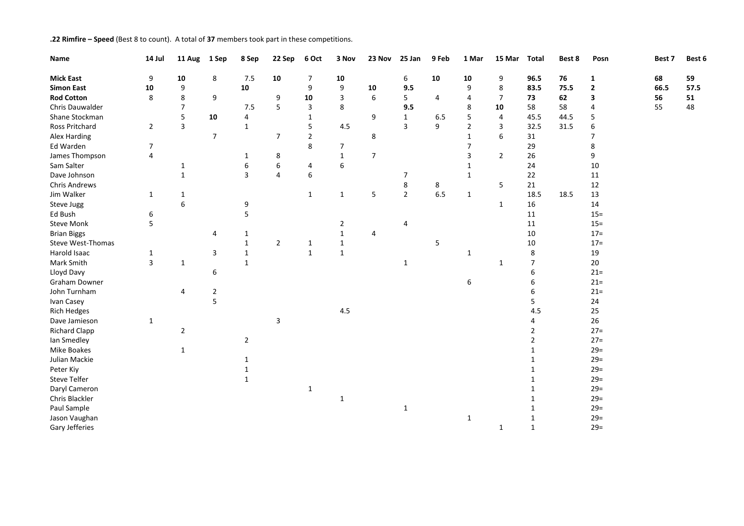**.22 Rimfire – Speed** (Best 8 to count). A total of **37** members took part in these competitions.

| Name | 14 Jul | 11 Aug | 1 Sep | 8 Sep | 22 Sep | 6 Oct | 3 Nov | 23 Nov | 25 Jan | 9 Feb | 1 Mar | 15 Mar | Total | Best 8 | Posn | Best 7 | Best 6 |
|---|---|---|---|---|---|---|---|---|---|---|---|---|---|---|---|---|---|
| **Mick East** | 9 | **10** | 8 | 7.5 | **10** | 7 | **10** | | 6 | **10** | **10** | 9 | **96.5** | **76** | **1** | **68** | **59** |
| **Simon East** | **10** | 9 | | **10** | | 9 | 9 | **10** | **9.5** | | 9 | 8 | **83.5** | **75.5** | **2** | **66.5** | **57.5** |
| **Rod Cotton** | 8 | 8 | 9 | | 9 | **10** | 3 | 6 | 5 | 4 | 4 | 7 | **73** | **62** | **3** | **56** | **51** |
| Chris Dauwalder | | 7 | | 7.5 | 5 | 3 | 8 | | **9.5** | | 8 | **10** | 58 | 58 | 4 | 55 | 48 |
| Shane Stockman | | 5 | **10** | 4 | | 1 | | 9 | 1 | 6.5 | 5 | 4 | 45.5 | 44.5 | 5 | | |
| Ross Pritchard | 2 | 3 | | 1 | | 5 | 4.5 | | 3 | 9 | 2 | 3 | 32.5 | 31.5 | 6 | | |
| Alex Harding | | | 7 | | 7 | 2 | | 8 | | | 1 | 6 | 31 | | 7 | | |
| Ed Warden | 7 | | | | | 8 | 7 | | | | 7 | | 29 | | 8 | | |
| James Thompson | 4 | | | 1 | 8 | | 1 | 7 | | | 3 | 2 | 26 | | 9 | | |
| Sam Salter | | 1 | | 6 | 6 | 4 | 6 | | | | 1 | | 24 | | 10 | | |
| Dave Johnson | | 1 | | 3 | 4 | 6 | | | 7 | | 1 | | 22 | | 11 | | |
| Chris Andrews | | | | | | | | | 8 | 8 | | 5 | 21 | | 12 | | |
| Jim Walker | 1 | 1 | | | | 1 | 1 | 5 | 2 | 6.5 | 1 | | 18.5 | 18.5 | 13 | | |
| Steve Jugg | | 6 | | 9 | | | | | | | | 1 | 16 | | 14 | | |
| Ed Bush | 6 | | | 5 | | | | | | | | | 11 | | 15= | | |
| Steve Monk | 5 | | | | | | 2 | | 4 | | | | 11 | | 15= | | |
| Brian Biggs | | | 4 | 1 | | | 1 | 4 | | | | | 10 | | 17= | | |
| Steve West-Thomas | | | | 1 | 2 | 1 | 1 | | | 5 | | | 10 | | 17= | | |
| Harold Isaac | 1 | | 3 | 1 | | 1 | 1 | | | | 1 | | 8 | | 19 | | |
| Mark Smith | 3 | 1 | | 1 | | | | | 1 | | | 1 | 7 | | 20 | | |
| Lloyd Davy | | | 6 | | | | | | | | | | 6 | | 21= | | |
| Graham Downer | | | | | | | | | | | 6 | | 6 | | 21= | | |
| John Turnham | | 4 | 2 | | | | | | | | | | 6 | | 21= | | |
| Ivan Casey | | | 5 | | | | | | | | | | 5 | | 24 | | |
| Rich Hedges | | | | | | | 4.5 | | | | | | 4.5 | | 25 | | |
| Dave Jamieson | 1 | | | | 3 | | | | | | | | 4 | | 26 | | |
| Richard Clapp | | 2 | | | | | | | | | | | 2 | | 27= | | |
| Ian Smedley | | | | 2 | | | | | | | | | 2 | | 27= | | |
| Mike Boakes | | 1 | | | | | | | | | | | 1 | | 29= | | |
| Julian Mackie | | | | 1 | | | | | | | | | 1 | | 29= | | |
| Peter Kiy | | | | 1 | | | | | | | | | 1 | | 29= | | |
| Steve Telfer | | | | 1 | | | | | | | | | 1 | | 29= | | |
| Daryl Cameron | | | | | | 1 | | | | | | | 1 | | 29= | | |
| Chris Blackler | | | | | | | 1 | | | | | | 1 | | 29= | | |
| Paul Sample | | | | | | | | | 1 | | | | 1 | | 29= | | |
| Jason Vaughan | | | | | | | | | | | 1 | | 1 | | 29= | | |
| Gary Jefferies | | | | | | | | | | | | 1 | 1 | | 29= | | |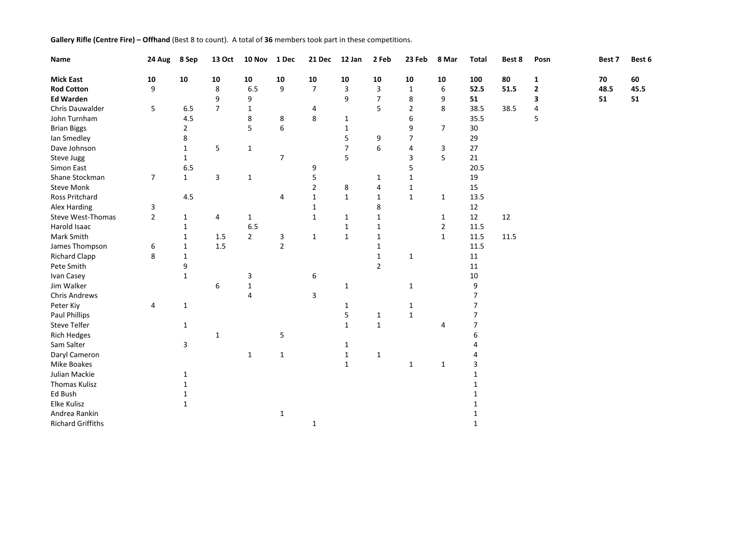**Gallery Rifle (Centre Fire) – Offhand** (Best 8 to count). A total of **36** members took part in these competitions.

| Name | 24 Aug | 8 Sep | 13 Oct | 10 Nov | 1 Dec | 21 Dec | 12 Jan | 2 Feb | 23 Feb | 8 Mar | Total | Best 8 | Posn | Best 7 | Best 6 |
|---|---|---|---|---|---|---|---|---|---|---|---|---|---|---|---|
| **Mick East** | **10** | **10** | **10** | **10** | **10** | **10** | **10** | **10** | **10** | **10** | **100** | **80** | **1** | **70** | **60** |
| **Rod Cotton** | 9 | | 8 | 6.5 | 9 | 7 | 3 | 3 | 1 | 6 | **52.5** | **51.5** | **2** | **48.5** | **45.5** |
| **Ed Warden** | | | 9 | 9 | | | 9 | 7 | 8 | 9 | **51** | | **3** | **51** | **51** |
| Chris Dauwalder | 5 | 6.5 | 7 | 1 | | 4 | | 5 | 2 | 8 | 38.5 | 38.5 | 4 | | |
| John Turnham | | 4.5 | | 8 | 8 | 8 | 1 | | 6 | | 35.5 | | 5 | | |
| Brian Biggs | | 2 | | 5 | 6 | | 1 | | 9 | 7 | 30 | | | | |
| Ian Smedley | | 8 | | | | | 5 | 9 | 7 | | 29 | | | | |
| Dave Johnson | | 1 | 5 | 1 | | | 7 | 6 | 4 | 3 | 27 | | | | |
| Steve Jugg | | 1 | | | 7 | | 5 | | 3 | 5 | 21 | | | | |
| Simon East | | 6.5 | | | | 9 | | | 5 | | 20.5 | | | | |
| Shane Stockman | 7 | 1 | 3 | 1 | | 5 | | 1 | 1 | | 19 | | | | |
| Steve Monk | | | | | | 2 | 8 | 4 | 1 | | 15 | | | | |
| Ross Pritchard | | 4.5 | | | 4 | 1 | 1 | 1 | 1 | 1 | 13.5 | | | | |
| Alex Harding | 3 | | | | | 1 | | 8 | | | 12 | | | | |
| Steve West-Thomas | 2 | 1 | 4 | 1 | | 1 | 1 | 1 | | 1 | 12 | 12 | | | |
| Harold Isaac | | 1 | | 6.5 | | | 1 | 1 | | 2 | 11.5 | | | | |
| Mark Smith | | 1 | 1.5 | 2 | 3 | 1 | 1 | 1 | | 1 | 11.5 | 11.5 | | | |
| James Thompson | 6 | 1 | 1.5 | | 2 | | | 1 | | | 11.5 | | | | |
| Richard Clapp | 8 | 1 | | | | | | 1 | 1 | | 11 | | | | |
| Pete Smith | | 9 | | | | | | 2 | | | 11 | | | | |
| Ivan Casey | | 1 | | 3 | | 6 | | | | | 10 | | | | |
| Jim Walker | | | 6 | 1 | | | 1 | | 1 | | 9 | | | | |
| Chris Andrews | | | | 4 | | 3 | | | | | 7 | | | | |
| Peter Kiy | 4 | 1 | | | | | 1 | | 1 | | 7 | | | | |
| Paul Phillips | | | | | | | 5 | 1 | 1 | | 7 | | | | |
| Steve Telfer | | 1 | | | | | 1 | 1 | | 4 | 7 | | | | |
| Rich Hedges | | | 1 | | 5 | | | | | | 6 | | | | |
| Sam Salter | | 3 | | | | | 1 | | | | 4 | | | | |
| Daryl Cameron | | | | 1 | 1 | | 1 | 1 | | | 4 | | | | |
| Mike Boakes | | | | | | | 1 | | 1 | 1 | 3 | | | | |
| Julian Mackie | | 1 | | | | | | | | | 1 | | | | |
| Thomas Kulisz | | 1 | | | | | | | | | 1 | | | | |
| Ed Bush | | 1 | | | | | | | | | 1 | | | | |
| Elke Kulisz | | 1 | | | | | | | | | 1 | | | | |
| Andrea Rankin | | | | | 1 | | | | | | 1 | | | | |
| Richard Griffiths | | | | | | 1 | | | | | 1 | | | | |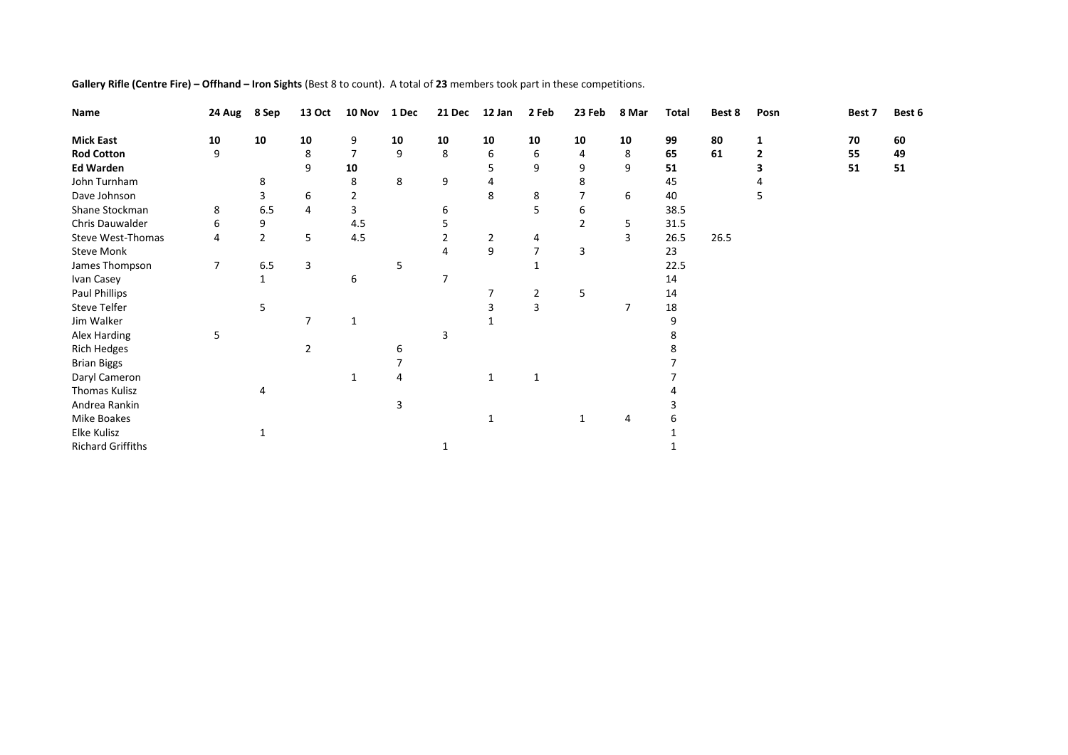**Gallery Rifle (Centre Fire) – Offhand – Iron Sights** (Best 8 to count). A total of **23** members took part in these competitions.

| Name | 24 Aug | 8 Sep | 13 Oct | 10 Nov | 1 Dec | 21 Dec | 12 Jan | 2 Feb | 23 Feb | 8 Mar | Total | Best 8 | Posn | Best 7 | Best 6 |
|---|---|---|---|---|---|---|---|---|---|---|---|---|---|---|---|
| **Mick East** | **10** | **10** | **10** | 9 | **10** | **10** | **10** | **10** | **10** | **10** | **99** | **80** | **1** | **70** | **60** |
| **Rod Cotton** | 9 | | 8 | 7 | 9 | 8 | 6 | 6 | 4 | 8 | **65** | **61** | **2** | **55** | **49** |
| **Ed Warden** | | | 9 | **10** | | | 5 | 9 | 9 | 9 | **51** | | **3** | **51** | **51** |
| John Turnham | | 8 | | 8 | 8 | 9 | 4 | | 8 | | 45 | | 4 | | |
| Dave Johnson | | 3 | 6 | 2 | | | 8 | 8 | 7 | 6 | 40 | | 5 | | |
| Shane Stockman | 8 | 6.5 | 4 | 3 | | 6 | | 5 | 6 | | 38.5 | | | | |
| Chris Dauwalder | 6 | 9 | | 4.5 | | 5 | | | 2 | 5 | 31.5 | | | | |
| Steve West-Thomas | 4 | 2 | 5 | 4.5 | | 2 | 2 | 4 | | 3 | 26.5 | 26.5 | | | |
| Steve Monk | | | | | | 4 | 9 | 7 | 3 | | 23 | | | | |
| James Thompson | 7 | 6.5 | 3 | | 5 | | | 1 | | | 22.5 | | | | |
| Ivan Casey | | 1 | | 6 | | 7 | | | | | 14 | | | | |
| Paul Phillips | | | | | | | 7 | 2 | 5 | | 14 | | | | |
| Steve Telfer | | 5 | | | | | 3 | 3 | | 7 | 18 | | | | |
| Jim Walker | | | 7 | 1 | | | 1 | | | | 9 | | | | |
| Alex Harding | 5 | | | | | 3 | | | | | 8 | | | | |
| Rich Hedges | | | 2 | | 6 | | | | | | 8 | | | | |
| Brian Biggs | | | | | 7 | | | | | | 7 | | | | |
| Daryl Cameron | | | | 1 | 4 | | 1 | 1 | | | 7 | | | | |
| Thomas Kulisz | | 4 | | | | | | | | | 4 | | | | |
| Andrea Rankin | | | | | 3 | | | | | | 3 | | | | |
| Mike Boakes | | | | | | | 1 | | 1 | 4 | 6 | | | | |
| Elke Kulisz | | 1 | | | | | | | | | 1 | | | | |
| Richard Griffiths | | | | | | 1 | | | | | 1 | | | | |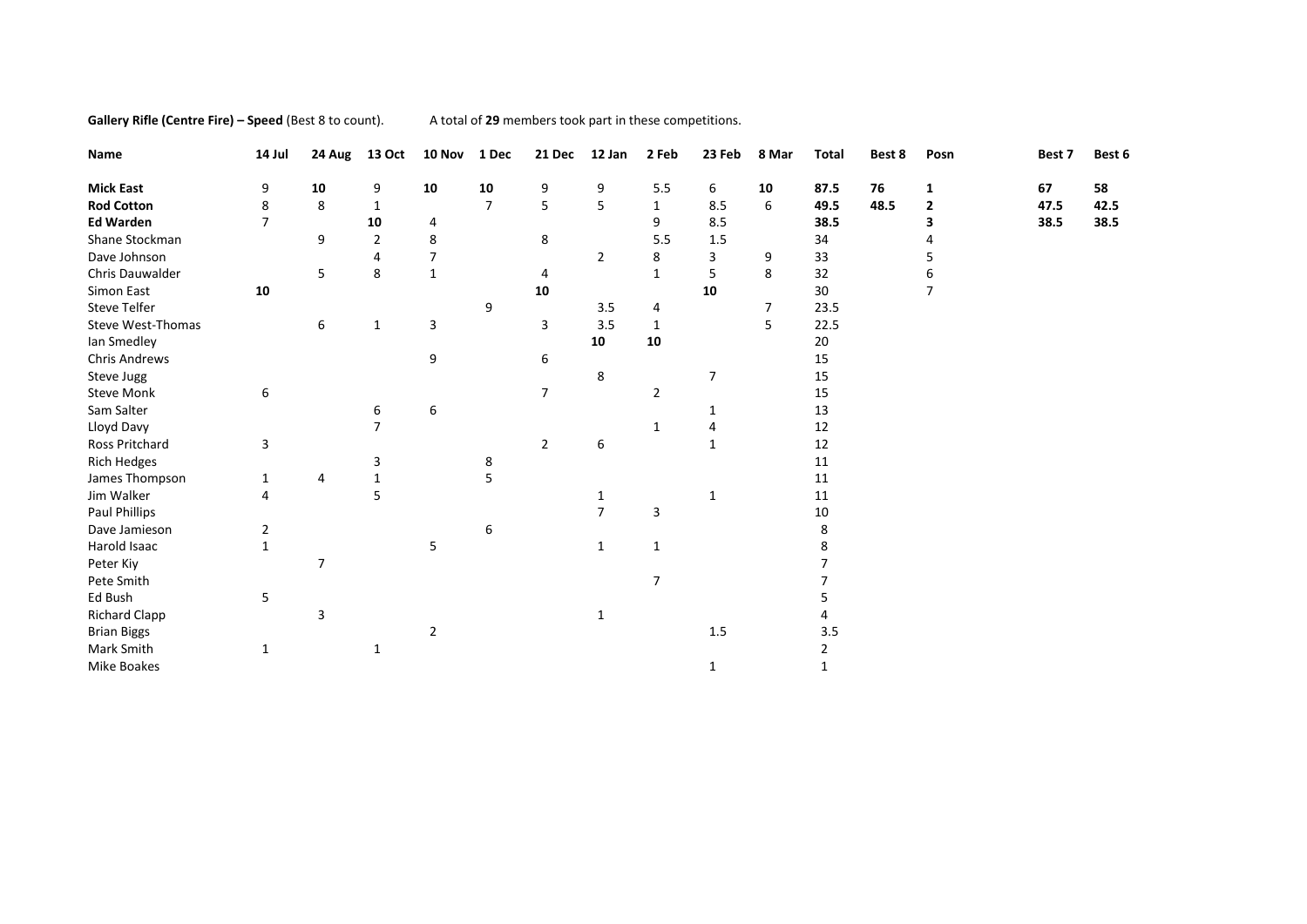**Gallery Rifle (Centre Fire) – Speed** (Best 8 to count). A total of **29** members took part in these competitions.

| Name | 14 Jul | 24 Aug | 13 Oct | 10 Nov | 1 Dec | 21 Dec | 12 Jan | 2 Feb | 23 Feb | 8 Mar | Total | Best 8 | Posn | Best 7 | Best 6 |
|---|---|---|---|---|---|---|---|---|---|---|---|---|---|---|---|
| **Mick East** | 9 | **10** | 9 | **10** | **10** | 9 | 9 | 5.5 | 6 | **10** | **87.5** | **76** | **1** | **67** | **58** |
| **Rod Cotton** | 8 | 8 | 1 | | 7 | 5 | 5 | 1 | 8.5 | 6 | **49.5** | **48.5** | **2** | **47.5** | **42.5** |
| **Ed Warden** | 7 | | **10** | 4 | | | | 9 | 8.5 | | **38.5** | | **3** | **38.5** | **38.5** |
| Shane Stockman | | 9 | 2 | 8 | | 8 | | 5.5 | 1.5 | | 34 | | 4 | | |
| Dave Johnson | | | 4 | 7 | | | 2 | 8 | 3 | 9 | 33 | | 5 | | |
| Chris Dauwalder | | 5 | 8 | 1 | | 4 | | 1 | 5 | 8 | 32 | | 6 | | |
| Simon East | **10** | | | | | **10** | | | **10** | | 30 | | 7 | | |
| Steve Telfer | | | | | 9 | | 3.5 | 4 | | 7 | 23.5 | | | | |
| Steve West-Thomas | | 6 | 1 | 3 | | 3 | 3.5 | 1 | | 5 | 22.5 | | | | |
| Ian Smedley | | | | | | | **10** | **10** | | | 20 | | | | |
| Chris Andrews | | | | 9 | | 6 | | | | | 15 | | | | |
| Steve Jugg | | | | | | | 8 | | 7 | | 15 | | | | |
| Steve Monk | 6 | | | | | 7 | | 2 | | | 15 | | | | |
| Sam Salter | | | 6 | 6 | | | | | 1 | | 13 | | | | |
| Lloyd Davy | | | 7 | | | | | 1 | 4 | | 12 | | | | |
| Ross Pritchard | 3 | | | | | 2 | 6 | | 1 | | 12 | | | | |
| Rich Hedges | | | 3 | | 8 | | | | | | 11 | | | | |
| James Thompson | 1 | 4 | 1 | | 5 | | | | | | 11 | | | | |
| Jim Walker | 4 | | 5 | | | | 1 | | 1 | | 11 | | | | |
| Paul Phillips | | | | | | | 7 | 3 | | | 10 | | | | |
| Dave Jamieson | 2 | | | | 6 | | | | | | 8 | | | | |
| Harold Isaac | 1 | | | 5 | | | 1 | 1 | | | 8 | | | | |
| Peter Kiy | | 7 | | | | | | | | | 7 | | | | |
| Pete Smith | | | | | | | | 7 | | | 7 | | | | |
| Ed Bush | 5 | | | | | | | | | | 5 | | | | |
| Richard Clapp | | 3 | | | | | 1 | | | | 4 | | | | |
| Brian Biggs | | | | 2 | | | | | 1.5 | | 3.5 | | | | |
| Mark Smith | 1 | | 1 | | | | | | | | 2 | | | | |
| Mike Boakes | | | | | | | | | 1 | | 1 | | | | |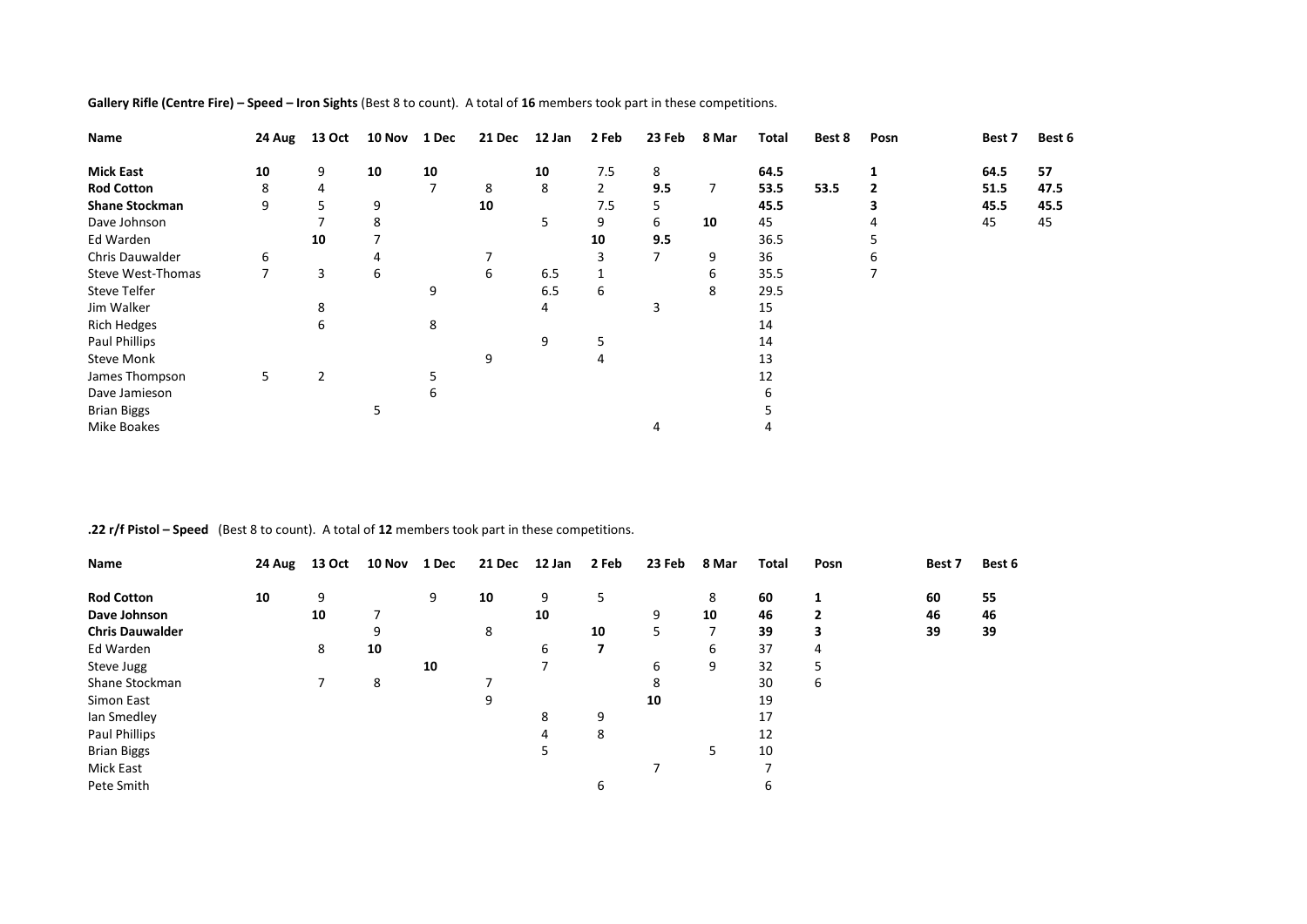**Gallery Rifle (Centre Fire) – Speed – Iron Sights** (Best 8 to count). A total of **16** members took part in these competitions.

| Name | 24 Aug | 13 Oct | 10 Nov | 1 Dec | 21 Dec | 12 Jan | 2 Feb | 23 Feb | 8 Mar | Total | Best 8 | Posn | Best 7 | Best 6 |
|---|---|---|---|---|---|---|---|---|---|---|---|---|---|---|
| **Mick East** | **10** | 9 | **10** | **10** | | **10** | 7.5 | 8 | | **64.5** | | **1** | **64.5** | **57** |
| **Rod Cotton** | 8 | 4 | | 7 | 8 | 8 | 2 | **9.5** | 7 | **53.5** | **53.5** | **2** | **51.5** | **47.5** |
| **Shane Stockman** | 9 | 5 | 9 | | **10** | | 7.5 | 5 | | **45.5** | | **3** | **45.5** | **45.5** |
| Dave Johnson | | 7 | 8 | | | 5 | 9 | 6 | **10** | 45 | | 4 | 45 | 45 |
| Ed Warden | | **10** | 7 | | | | **10** | **9.5** | | 36.5 | | 5 | | |
| Chris Dauwalder | 6 | | 4 | | 7 | | 3 | 7 | 9 | 36 | | 6 | | |
| Steve West-Thomas | 7 | 3 | 6 | | 6 | 6.5 | 1 | | 6 | 35.5 | | 7 | | |
| Steve Telfer | | | | 9 | | 6.5 | 6 | | 8 | 29.5 | | | | |
| Jim Walker | | 8 | | | | 4 | | 3 | | 15 | | | | |
| Rich Hedges | | 6 | | 8 | | | | | | 14 | | | | |
| Paul Phillips | | | | | | 9 | 5 | | | 14 | | | | |
| Steve Monk | | | | | 9 | | 4 | | | 13 | | | | |
| James Thompson | 5 | 2 | | 5 | | | | | | 12 | | | | |
| Dave Jamieson | | | | 6 | | | | | | 6 | | | | |
| Brian Biggs | | | 5 | | | | | | | 5 | | | | |
| Mike Boakes | | | | | | | | 4 | | 4 | | | | |

**.22 r/f Pistol – Speed** (Best 8 to count). A total of **12** members took part in these competitions.

| Name | 24 Aug | 13 Oct | 10 Nov | 1 Dec | 21 Dec | 12 Jan | 2 Feb | 23 Feb | 8 Mar | Total | Posn | Best 7 | Best 6 |
|---|---|---|---|---|---|---|---|---|---|---|---|---|---|
| **Rod Cotton** | **10** | 9 | | 9 | **10** | 9 | 5 | | 8 | **60** | **1** | **60** | **55** |
| **Dave Johnson** | | **10** | 7 | | | **10** | | 9 | **10** | **46** | **2** | **46** | **46** |
| **Chris Dauwalder** | | | 9 | | 8 | | **10** | 5 | 7 | **39** | **3** | **39** | **39** |
| Ed Warden | | 8 | **10** | | | 6 | **7** | | 6 | 37 | 4 | | |
| Steve Jugg | | | | **10** | | 7 | | 6 | 9 | 32 | 5 | | |
| Shane Stockman | | 7 | 8 | | 7 | | | 8 | | 30 | 6 | | |
| Simon East | | | | | 9 | | | **10** | | 19 | | | |
| Ian Smedley | | | | | | 8 | 9 | | | 17 | | | |
| Paul Phillips | | | | | | 4 | 8 | | | 12 | | | |
| Brian Biggs | | | | | | 5 | | | 5 | 10 | | | |
| Mick East | | | | | | | | 7 | | 7 | | | |
| Pete Smith | | | | | | | 6 | | | 6 | | | |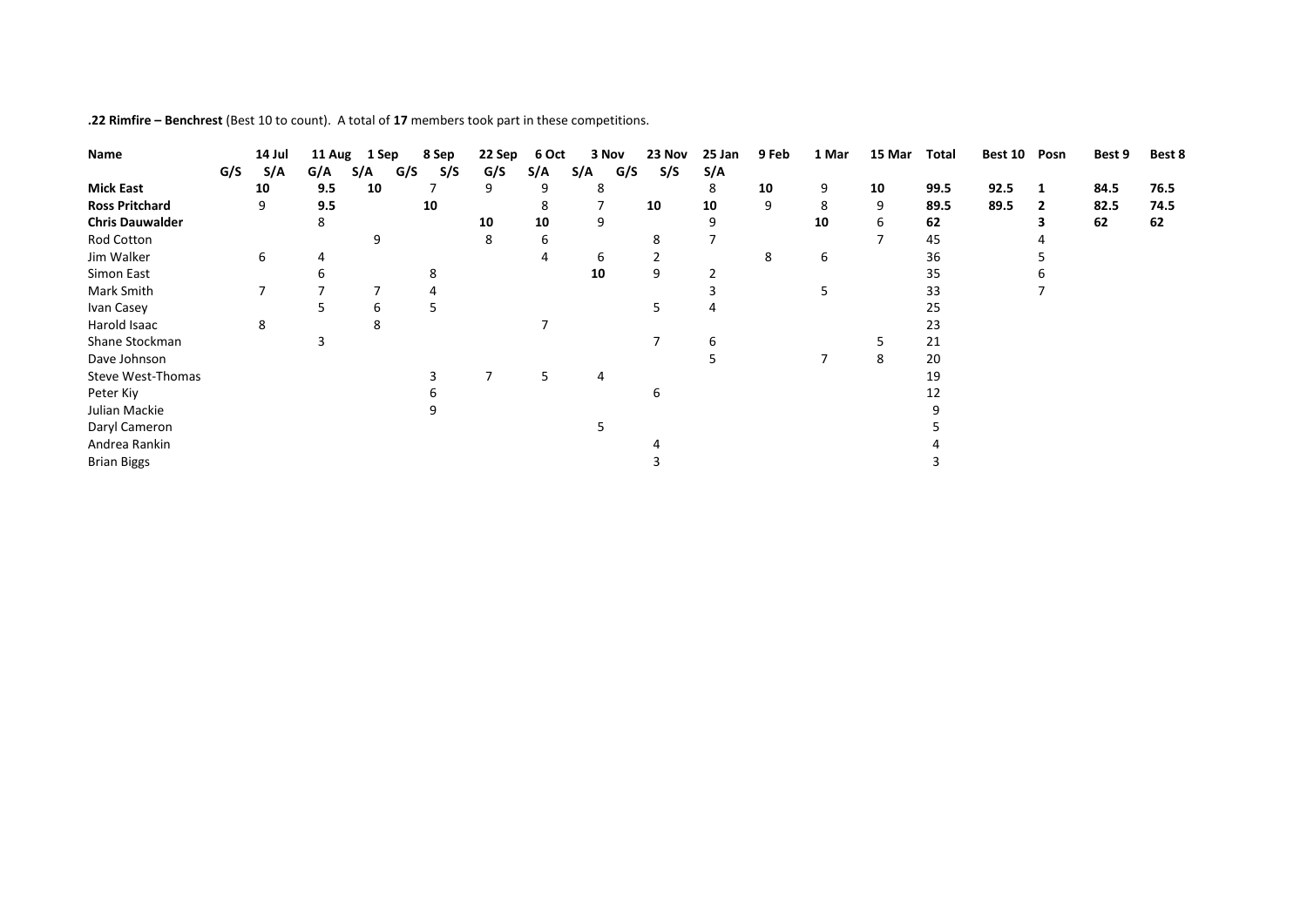**.22 Rimfire – Benchrest** (Best 10 to count). A total of **17** members took part in these competitions.

| Name | | 14 Jul | 11 Aug | 1 Sep | | 8 Sep | 22 Sep | 6 Oct | 3 Nov | | 23 Nov | 25 Jan | 9 Feb | 1 Mar | 15 Mar | Total | Best 10 | Posn | Best 9 | Best 8 |
|---|---|---|---|---|---|---|---|---|---|---|---|---|---|---|---|---|---|---|---|---|
| | G/S | S/A | G/A | S/A | G/S | S/S | G/S | S/A | S/A | G/S | S/S | S/A | | | | | | | | |
| **Mick East** | | **10** | **9.5** | **10** | | 7 | 9 | 9 | 8 | | | 8 | **10** | 9 | **10** | **99.5** | **92.5** | **1** | **84.5** | **76.5** |
| **Ross Pritchard** | | 9 | **9.5** | | | **10** | | 8 | 7 | | **10** | **10** | 9 | 8 | 9 | **89.5** | **89.5** | **2** | **82.5** | **74.5** |
| **Chris Dauwalder** | | | 8 | | | | **10** | **10** | 9 | | | 9 | | **10** | 6 | **62** | | **3** | **62** | **62** |
| Rod Cotton | | | | 9 | | | 8 | 6 | | | 8 | 7 | | | 7 | 45 | | 4 | | |
| Jim Walker | | 6 | 4 | | | | | 4 | 6 | | 2 | | 8 | 6 | | 36 | | 5 | | |
| Simon East | | | 6 | | | 8 | | | **10** | | 9 | 2 | | | | 35 | | 6 | | |
| Mark Smith | | 7 | 7 | 7 | | 4 | | | | | | 3 | | 5 | | 33 | | 7 | | |
| Ivan Casey | | | 5 | 6 | | 5 | | | | | 5 | 4 | | | | 25 | | | | |
| Harold Isaac | | 8 | | 8 | | | | 7 | | | | | | | | 23 | | | | |
| Shane Stockman | | | 3 | | | | | | | | 7 | 6 | | | 5 | 21 | | | | |
| Dave Johnson | | | | | | | | | | | | 5 | | 7 | 8 | 20 | | | | |
| Steve West-Thomas | | | | | | 3 | 7 | 5 | 4 | | | | | | | 19 | | | | |
| Peter Kiy | | | | | | 6 | | | | | 6 | | | | | 12 | | | | |
| Julian Mackie | | | | | | 9 | | | | | | | | | | 9 | | | | |
| Daryl Cameron | | | | | | | | | 5 | | | | | | | 5 | | | | |
| Andrea Rankin | | | | | | | | | | | 4 | | | | | 4 | | | | |
| Brian Biggs | | | | | | | | | | | 3 | | | | | 3 | | | | |